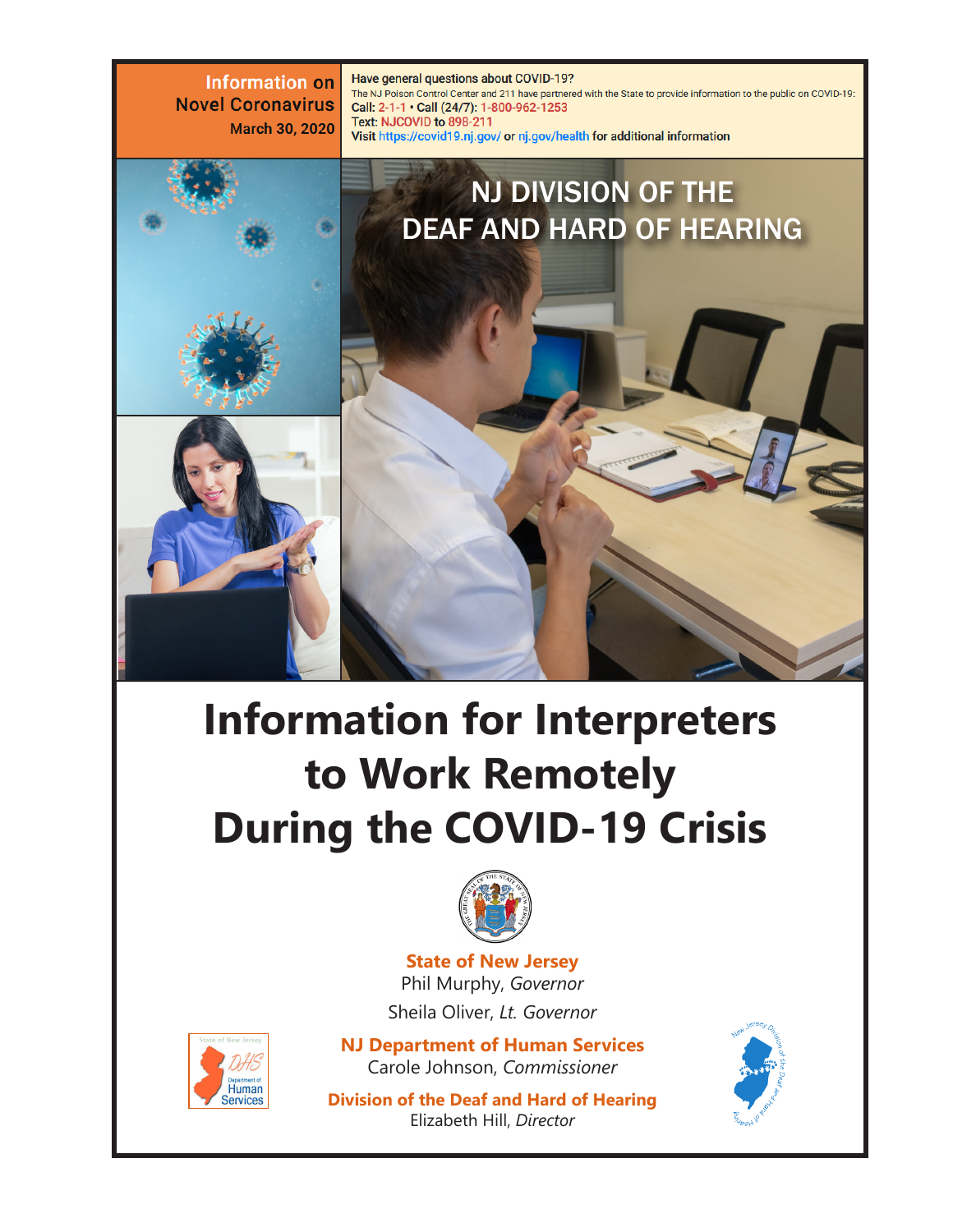**Information on Novel Coronavirus**
March 30, 2020

**Have general questions about COVID-19?**
The NJ Poison Control Center and 211 have partnered with the State to provide information to the public on COVID-19:
**Call:** 2-1-1 • **Call (24/7):** 1-800-962-1253
**Text:** NJCOVID **to** 898-211
**Visit** https://covid19.nj.gov/ **or** nj.gov/health **for additional information**

NJ DIVISION OF THE DEAF AND HARD OF HEARING

# Information for Interpreters to Work Remotely During the COVID-19 Crisis

**State of New Jersey**
Phil Murphy, *Governor*
Sheila Oliver, *Lt. Governor*

**NJ Department of Human Services**
Carole Johnson, *Commissioner*

**Division of the Deaf and Hard of Hearing**
Elizabeth Hill, *Director*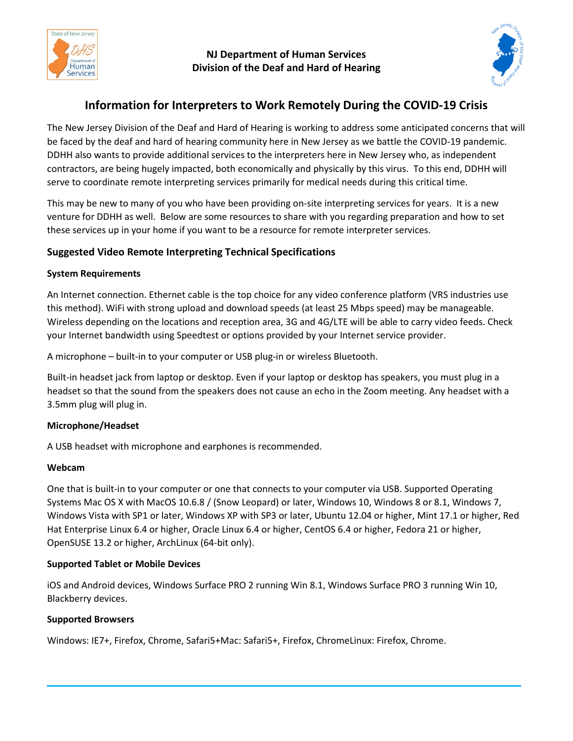**NJ Department of Human Services**
**Division of the Deaf and Hard of Hearing**

# Information for Interpreters to Work Remotely During the COVID-19 Crisis

The New Jersey Division of the Deaf and Hard of Hearing is working to address some anticipated concerns that will be faced by the deaf and hard of hearing community here in New Jersey as we battle the COVID-19 pandemic. DDHH also wants to provide additional services to the interpreters here in New Jersey who, as independent contractors, are being hugely impacted, both economically and physically by this virus. To this end, DDHH will serve to coordinate remote interpreting services primarily for medical needs during this critical time.

This may be new to many of you who have been providing on-site interpreting services for years. It is a new venture for DDHH as well. Below are some resources to share with you regarding preparation and how to set these services up in your home if you want to be a resource for remote interpreter services.

## Suggested Video Remote Interpreting Technical Specifications

### System Requirements

An Internet connection. Ethernet cable is the top choice for any video conference platform (VRS industries use this method). WiFi with strong upload and download speeds (at least 25 Mbps speed) may be manageable. Wireless depending on the locations and reception area, 3G and 4G/LTE will be able to carry video feeds. Check your Internet bandwidth using Speedtest or options provided by your Internet service provider.

A microphone – built-in to your computer or USB plug-in or wireless Bluetooth.

Built-in headset jack from laptop or desktop. Even if your laptop or desktop has speakers, you must plug in a headset so that the sound from the speakers does not cause an echo in the Zoom meeting. Any headset with a 3.5mm plug will plug in.

### Microphone/Headset

A USB headset with microphone and earphones is recommended.

### Webcam

One that is built-in to your computer or one that connects to your computer via USB. Supported Operating Systems Mac OS X with MacOS 10.6.8 / (Snow Leopard) or later, Windows 10, Windows 8 or 8.1, Windows 7, Windows Vista with SP1 or later, Windows XP with SP3 or later, Ubuntu 12.04 or higher, Mint 17.1 or higher, Red Hat Enterprise Linux 6.4 or higher, Oracle Linux 6.4 or higher, CentOS 6.4 or higher, Fedora 21 or higher, OpenSUSE 13.2 or higher, ArchLinux (64-bit only).

### Supported Tablet or Mobile Devices

iOS and Android devices, Windows Surface PRO 2 running Win 8.1, Windows Surface PRO 3 running Win 10, Blackberry devices.

### Supported Browsers

Windows: IE7+, Firefox, Chrome, Safari5+Mac: Safari5+, Firefox, ChromeLinux: Firefox, Chrome.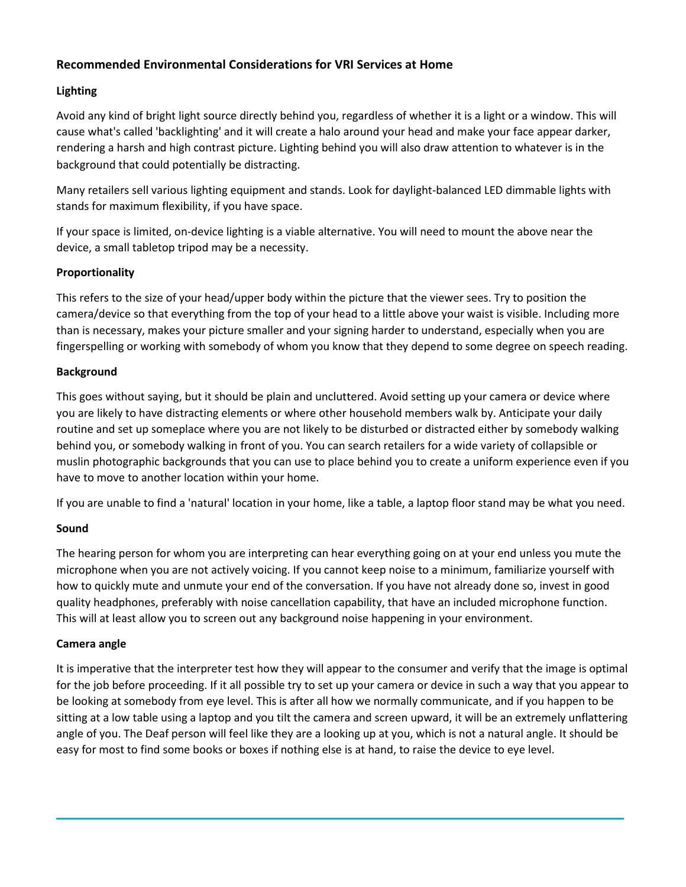## Recommended Environmental Considerations for VRI Services at Home

### Lighting

Avoid any kind of bright light source directly behind you, regardless of whether it is a light or a window. This will cause what's called 'backlighting' and it will create a halo around your head and make your face appear darker, rendering a harsh and high contrast picture. Lighting behind you will also draw attention to whatever is in the background that could potentially be distracting.

Many retailers sell various lighting equipment and stands. Look for daylight-balanced LED dimmable lights with stands for maximum flexibility, if you have space.

If your space is limited, on-device lighting is a viable alternative. You will need to mount the above near the device, a small tabletop tripod may be a necessity.

### Proportionality

This refers to the size of your head/upper body within the picture that the viewer sees. Try to position the camera/device so that everything from the top of your head to a little above your waist is visible. Including more than is necessary, makes your picture smaller and your signing harder to understand, especially when you are fingerspelling or working with somebody of whom you know that they depend to some degree on speech reading.

### Background

This goes without saying, but it should be plain and uncluttered. Avoid setting up your camera or device where you are likely to have distracting elements or where other household members walk by. Anticipate your daily routine and set up someplace where you are not likely to be disturbed or distracted either by somebody walking behind you, or somebody walking in front of you. You can search retailers for a wide variety of collapsible or muslin photographic backgrounds that you can use to place behind you to create a uniform experience even if you have to move to another location within your home.

If you are unable to find a 'natural' location in your home, like a table, a laptop floor stand may be what you need.

### Sound

The hearing person for whom you are interpreting can hear everything going on at your end unless you mute the microphone when you are not actively voicing. If you cannot keep noise to a minimum, familiarize yourself with how to quickly mute and unmute your end of the conversation. If you have not already done so, invest in good quality headphones, preferably with noise cancellation capability, that have an included microphone function. This will at least allow you to screen out any background noise happening in your environment.

### Camera angle

It is imperative that the interpreter test how they will appear to the consumer and verify that the image is optimal for the job before proceeding. If it all possible try to set up your camera or device in such a way that you appear to be looking at somebody from eye level. This is after all how we normally communicate, and if you happen to be sitting at a low table using a laptop and you tilt the camera and screen upward, it will be an extremely unflattering angle of you. The Deaf person will feel like they are a looking up at you, which is not a natural angle. It should be easy for most to find some books or boxes if nothing else is at hand, to raise the device to eye level.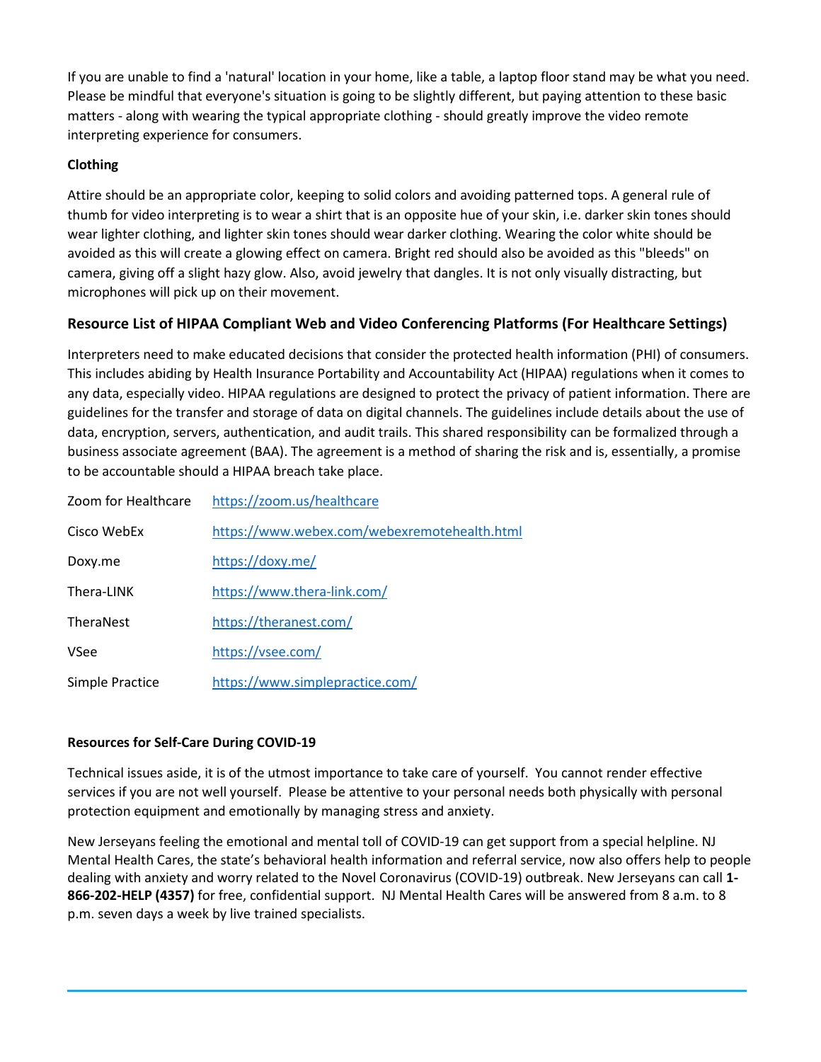If you are unable to find a 'natural' location in your home, like a table, a laptop floor stand may be what you need. Please be mindful that everyone's situation is going to be slightly different, but paying attention to these basic matters - along with wearing the typical appropriate clothing - should greatly improve the video remote interpreting experience for consumers.

**Clothing**

Attire should be an appropriate color, keeping to solid colors and avoiding patterned tops. A general rule of thumb for video interpreting is to wear a shirt that is an opposite hue of your skin, i.e. darker skin tones should wear lighter clothing, and lighter skin tones should wear darker clothing. Wearing the color white should be avoided as this will create a glowing effect on camera. Bright red should also be avoided as this "bleeds" on camera, giving off a slight hazy glow. Also, avoid jewelry that dangles. It is not only visually distracting, but microphones will pick up on their movement.

## Resource List of HIPAA Compliant Web and Video Conferencing Platforms (For Healthcare Settings)

Interpreters need to make educated decisions that consider the protected health information (PHI) of consumers. This includes abiding by Health Insurance Portability and Accountability Act (HIPAA) regulations when it comes to any data, especially video. HIPAA regulations are designed to protect the privacy of patient information. There are guidelines for the transfer and storage of data on digital channels. The guidelines include details about the use of data, encryption, servers, authentication, and audit trails. This shared responsibility can be formalized through a business associate agreement (BAA). The agreement is a method of sharing the risk and is, essentially, a promise to be accountable should a HIPAA breach take place.

| | |
|---|---|
| Zoom for Healthcare | https://zoom.us/healthcare |
| Cisco WebEx | https://www.webex.com/webexremotehealth.html |
| Doxy.me | https://doxy.me/ |
| Thera-LINK | https://www.thera-link.com/ |
| TheraNest | https://theranest.com/ |
| VSee | https://vsee.com/ |
| Simple Practice | https://www.simplepractice.com/ |

**Resources for Self-Care During COVID-19**

Technical issues aside, it is of the utmost importance to take care of yourself. You cannot render effective services if you are not well yourself. Please be attentive to your personal needs both physically with personal protection equipment and emotionally by managing stress and anxiety.

New Jerseyans feeling the emotional and mental toll of COVID-19 can get support from a special helpline. NJ Mental Health Cares, the state's behavioral health information and referral service, now also offers help to people dealing with anxiety and worry related to the Novel Coronavirus (COVID-19) outbreak. New Jerseyans can call **1-866-202-HELP (4357)** for free, confidential support. NJ Mental Health Cares will be answered from 8 a.m. to 8 p.m. seven days a week by live trained specialists.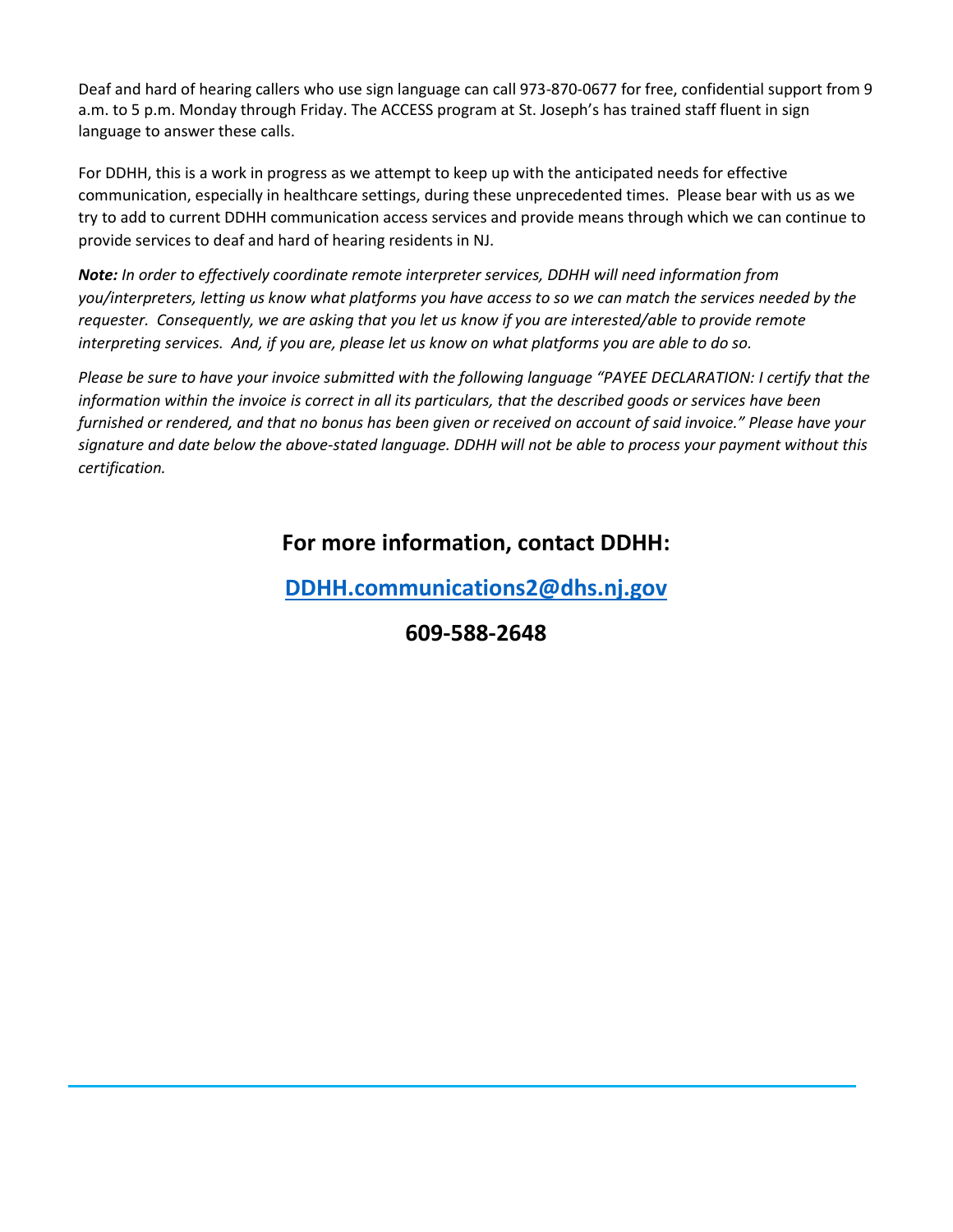Deaf and hard of hearing callers who use sign language can call 973-870-0677 for free, confidential support from 9 a.m. to 5 p.m. Monday through Friday. The ACCESS program at St. Joseph's has trained staff fluent in sign language to answer these calls.

For DDHH, this is a work in progress as we attempt to keep up with the anticipated needs for effective communication, especially in healthcare settings, during these unprecedented times. Please bear with us as we try to add to current DDHH communication access services and provide means through which we can continue to provide services to deaf and hard of hearing residents in NJ.

***Note:*** *In order to effectively coordinate remote interpreter services, DDHH will need information from you/interpreters, letting us know what platforms you have access to so we can match the services needed by the requester. Consequently, we are asking that you let us know if you are interested/able to provide remote interpreting services. And, if you are, please let us know on what platforms you are able to do so.*

*Please be sure to have your invoice submitted with the following language "PAYEE DECLARATION: I certify that the information within the invoice is correct in all its particulars, that the described goods or services have been furnished or rendered, and that no bonus has been given or received on account of said invoice." Please have your signature and date below the above-stated language. DDHH will not be able to process your payment without this certification.*

## For more information, contact DDHH:

**DDHH.communications2@dhs.nj.gov**

**609-588-2648**